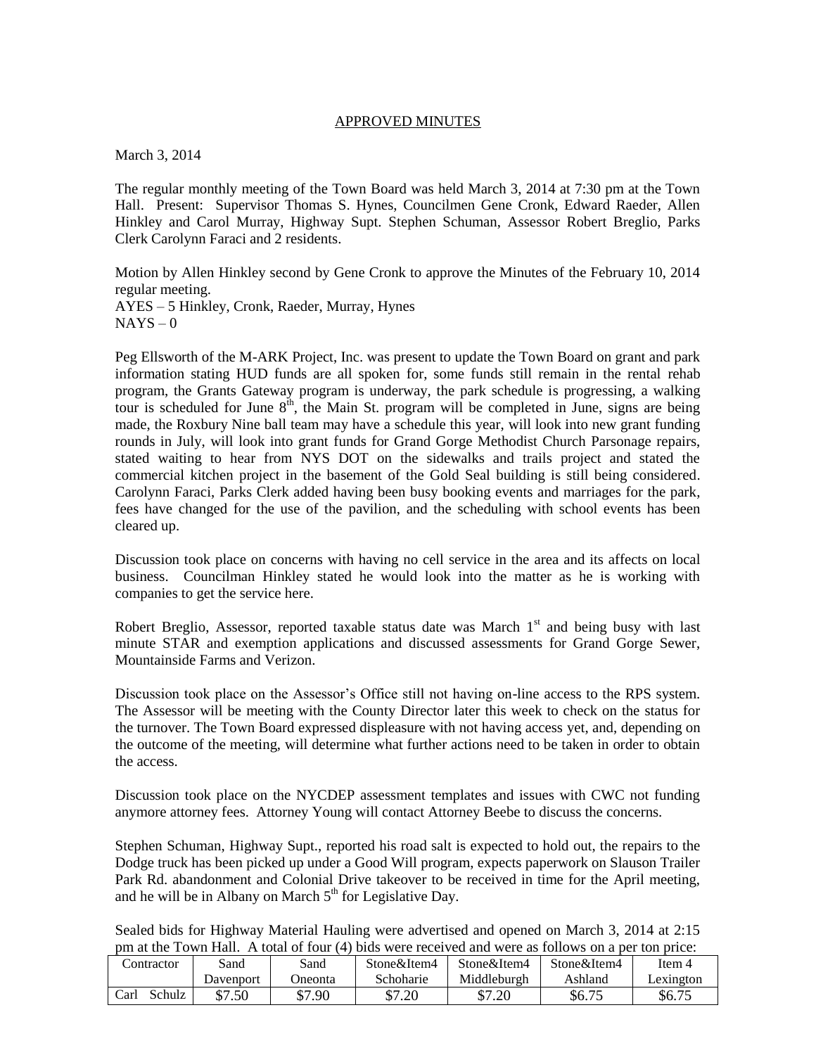APPROVED MINUTES

March 3, 2014

The regular monthly meeting of the Town Board was held March 3, 2014 at 7:30 pm at the Town Hall. Present: Supervisor Thomas S. Hynes, Councilmen Gene Cronk, Edward Raeder, Allen Hinkley and Carol Murray, Highway Supt. Stephen Schuman, Assessor Robert Breglio, Parks Clerk Carolynn Faraci and 2 residents.

Motion by Allen Hinkley second by Gene Cronk to approve the Minutes of the February 10, 2014 regular meeting.
AYES – 5 Hinkley, Cronk, Raeder, Murray, Hynes
NAYS – 0

Peg Ellsworth of the M-ARK Project, Inc. was present to update the Town Board on grant and park information stating HUD funds are all spoken for, some funds still remain in the rental rehab program, the Grants Gateway program is underway, the park schedule is progressing, a walking tour is scheduled for June 8th, the Main St. program will be completed in June, signs are being made, the Roxbury Nine ball team may have a schedule this year, will look into new grant funding rounds in July, will look into grant funds for Grand Gorge Methodist Church Parsonage repairs, stated waiting to hear from NYS DOT on the sidewalks and trails project and stated the commercial kitchen project in the basement of the Gold Seal building is still being considered. Carolynn Faraci, Parks Clerk added having been busy booking events and marriages for the park, fees have changed for the use of the pavilion, and the scheduling with school events has been cleared up.

Discussion took place on concerns with having no cell service in the area and its affects on local business. Councilman Hinkley stated he would look into the matter as he is working with companies to get the service here.

Robert Breglio, Assessor, reported taxable status date was March 1st and being busy with last minute STAR and exemption applications and discussed assessments for Grand Gorge Sewer, Mountainside Farms and Verizon.

Discussion took place on the Assessor's Office still not having on-line access to the RPS system. The Assessor will be meeting with the County Director later this week to check on the status for the turnover. The Town Board expressed displeasure with not having access yet, and, depending on the outcome of the meeting, will determine what further actions need to be taken in order to obtain the access.

Discussion took place on the NYCDEP assessment templates and issues with CWC not funding anymore attorney fees. Attorney Young will contact Attorney Beebe to discuss the concerns.

Stephen Schuman, Highway Supt., reported his road salt is expected to hold out, the repairs to the Dodge truck has been picked up under a Good Will program, expects paperwork on Slauson Trailer Park Rd. abandonment and Colonial Drive takeover to be received in time for the April meeting, and he will be in Albany on March 5th for Legislative Day.

Sealed bids for Highway Material Hauling were advertised and opened on March 3, 2014 at 2:15 pm at the Town Hall. A total of four (4) bids were received and were as follows on a per ton price:

| Contractor | Sand Davenport | Sand Oneonta | Stone&Item4 Schoharie | Stone&Item4 Middleburgh | Stone&Item4 Ashland | Item 4 Lexington |
|---|---|---|---|---|---|---|
| Carl Schulz | $7.50 | $7.90 | $7.20 | $7.20 | $6.75 | $6.75 |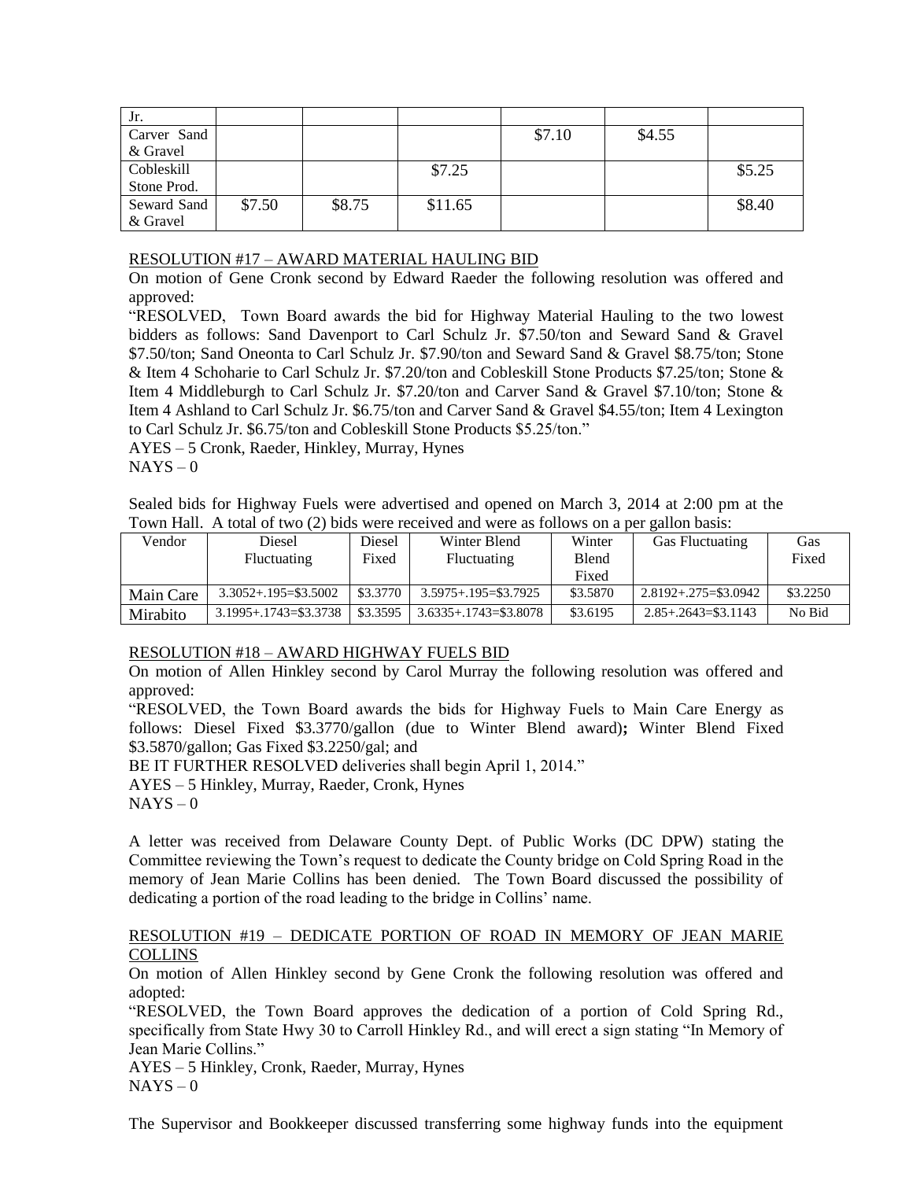| Jr. | | | | | | |
|---|---|---|---|---|---|---|
| Carver Sand & Gravel | | | | $7.10 | $4.55 | |
| Cobleskill Stone Prod. | | | $7.25 | | | $5.25 |
| Seward Sand & Gravel | $7.50 | $8.75 | $11.65 | | | $8.40 |

RESOLUTION #17 – AWARD MATERIAL HAULING BID

On motion of Gene Cronk second by Edward Raeder the following resolution was offered and approved:

"RESOLVED, Town Board awards the bid for Highway Material Hauling to the two lowest bidders as follows: Sand Davenport to Carl Schulz Jr. $7.50/ton and Seward Sand & Gravel $7.50/ton; Sand Oneonta to Carl Schulz Jr. $7.90/ton and Seward Sand & Gravel $8.75/ton; Stone & Item 4 Schoharie to Carl Schulz Jr. $7.20/ton and Cobleskill Stone Products $7.25/ton; Stone & Item 4 Middleburgh to Carl Schulz Jr. $7.20/ton and Carver Sand & Gravel $7.10/ton; Stone & Item 4 Ashland to Carl Schulz Jr. $6.75/ton and Carver Sand & Gravel $4.55/ton; Item 4 Lexington to Carl Schulz Jr. $6.75/ton and Cobleskill Stone Products $5.25/ton."

AYES – 5 Cronk, Raeder, Hinkley, Murray, Hynes

NAYS – 0

Sealed bids for Highway Fuels were advertised and opened on March 3, 2014 at 2:00 pm at the Town Hall. A total of two (2) bids were received and were as follows on a per gallon basis:

| Vendor | Diesel Fluctuating | Diesel Fixed | Winter Blend Fluctuating | Winter Blend Fixed | Gas Fluctuating | Gas Fixed |
|---|---|---|---|---|---|---|
| Main Care | 3.3052+.195=$3.5002 | $3.3770 | 3.5975+.195=$3.7925 | $3.5870 | 2.8192+.275=$3.0942 | $3.2250 |
| Mirabito | 3.1995+.1743=$3.3738 | $3.3595 | 3.6335+.1743=$3.8078 | $3.6195 | 2.85+.2643=$3.1143 | No Bid |

RESOLUTION #18 – AWARD HIGHWAY FUELS BID

On motion of Allen Hinkley second by Carol Murray the following resolution was offered and approved:

"RESOLVED, the Town Board awards the bids for Highway Fuels to Main Care Energy as follows: Diesel Fixed $3.3770/gallon (due to Winter Blend award)**;** Winter Blend Fixed $3.5870/gallon; Gas Fixed $3.2250/gal; and

BE IT FURTHER RESOLVED deliveries shall begin April 1, 2014."

AYES – 5 Hinkley, Murray, Raeder, Cronk, Hynes

NAYS – 0

A letter was received from Delaware County Dept. of Public Works (DC DPW) stating the Committee reviewing the Town's request to dedicate the County bridge on Cold Spring Road in the memory of Jean Marie Collins has been denied. The Town Board discussed the possibility of dedicating a portion of the road leading to the bridge in Collins' name.

RESOLUTION #19 – DEDICATE PORTION OF ROAD IN MEMORY OF JEAN MARIE COLLINS

On motion of Allen Hinkley second by Gene Cronk the following resolution was offered and adopted:

"RESOLVED, the Town Board approves the dedication of a portion of Cold Spring Rd., specifically from State Hwy 30 to Carroll Hinkley Rd., and will erect a sign stating "In Memory of Jean Marie Collins."

AYES – 5 Hinkley, Cronk, Raeder, Murray, Hynes

NAYS – 0

The Supervisor and Bookkeeper discussed transferring some highway funds into the equipment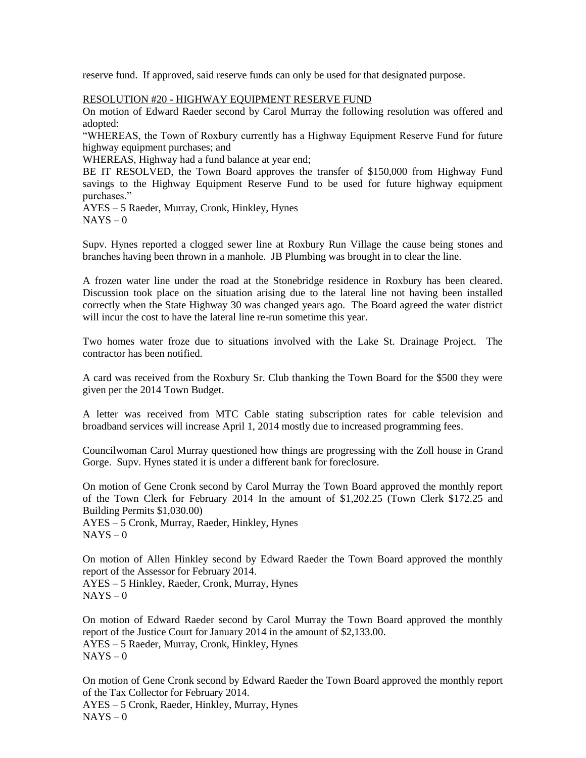reserve fund. If approved, said reserve funds can only be used for that designated purpose.

RESOLUTION #20 - HIGHWAY EQUIPMENT RESERVE FUND

On motion of Edward Raeder second by Carol Murray the following resolution was offered and adopted:

"WHEREAS, the Town of Roxbury currently has a Highway Equipment Reserve Fund for future highway equipment purchases; and

WHEREAS, Highway had a fund balance at year end;

BE IT RESOLVED, the Town Board approves the transfer of $150,000 from Highway Fund savings to the Highway Equipment Reserve Fund to be used for future highway equipment purchases."

AYES – 5 Raeder, Murray, Cronk, Hinkley, Hynes
NAYS – 0

Supv. Hynes reported a clogged sewer line at Roxbury Run Village the cause being stones and branches having been thrown in a manhole. JB Plumbing was brought in to clear the line.

A frozen water line under the road at the Stonebridge residence in Roxbury has been cleared. Discussion took place on the situation arising due to the lateral line not having been installed correctly when the State Highway 30 was changed years ago. The Board agreed the water district will incur the cost to have the lateral line re-run sometime this year.

Two homes water froze due to situations involved with the Lake St. Drainage Project. The contractor has been notified.

A card was received from the Roxbury Sr. Club thanking the Town Board for the $500 they were given per the 2014 Town Budget.

A letter was received from MTC Cable stating subscription rates for cable television and broadband services will increase April 1, 2014 mostly due to increased programming fees.

Councilwoman Carol Murray questioned how things are progressing with the Zoll house in Grand Gorge. Supv. Hynes stated it is under a different bank for foreclosure.

On motion of Gene Cronk second by Carol Murray the Town Board approved the monthly report of the Town Clerk for February 2014 In the amount of $1,202.25 (Town Clerk $172.25 and Building Permits $1,030.00)

AYES – 5 Cronk, Murray, Raeder, Hinkley, Hynes
NAYS – 0

On motion of Allen Hinkley second by Edward Raeder the Town Board approved the monthly report of the Assessor for February 2014.

AYES – 5 Hinkley, Raeder, Cronk, Murray, Hynes
NAYS – 0

On motion of Edward Raeder second by Carol Murray the Town Board approved the monthly report of the Justice Court for January 2014 in the amount of $2,133.00.

AYES – 5 Raeder, Murray, Cronk, Hinkley, Hynes
NAYS – 0

On motion of Gene Cronk second by Edward Raeder the Town Board approved the monthly report of the Tax Collector for February 2014.

AYES – 5 Cronk, Raeder, Hinkley, Murray, Hynes
NAYS – 0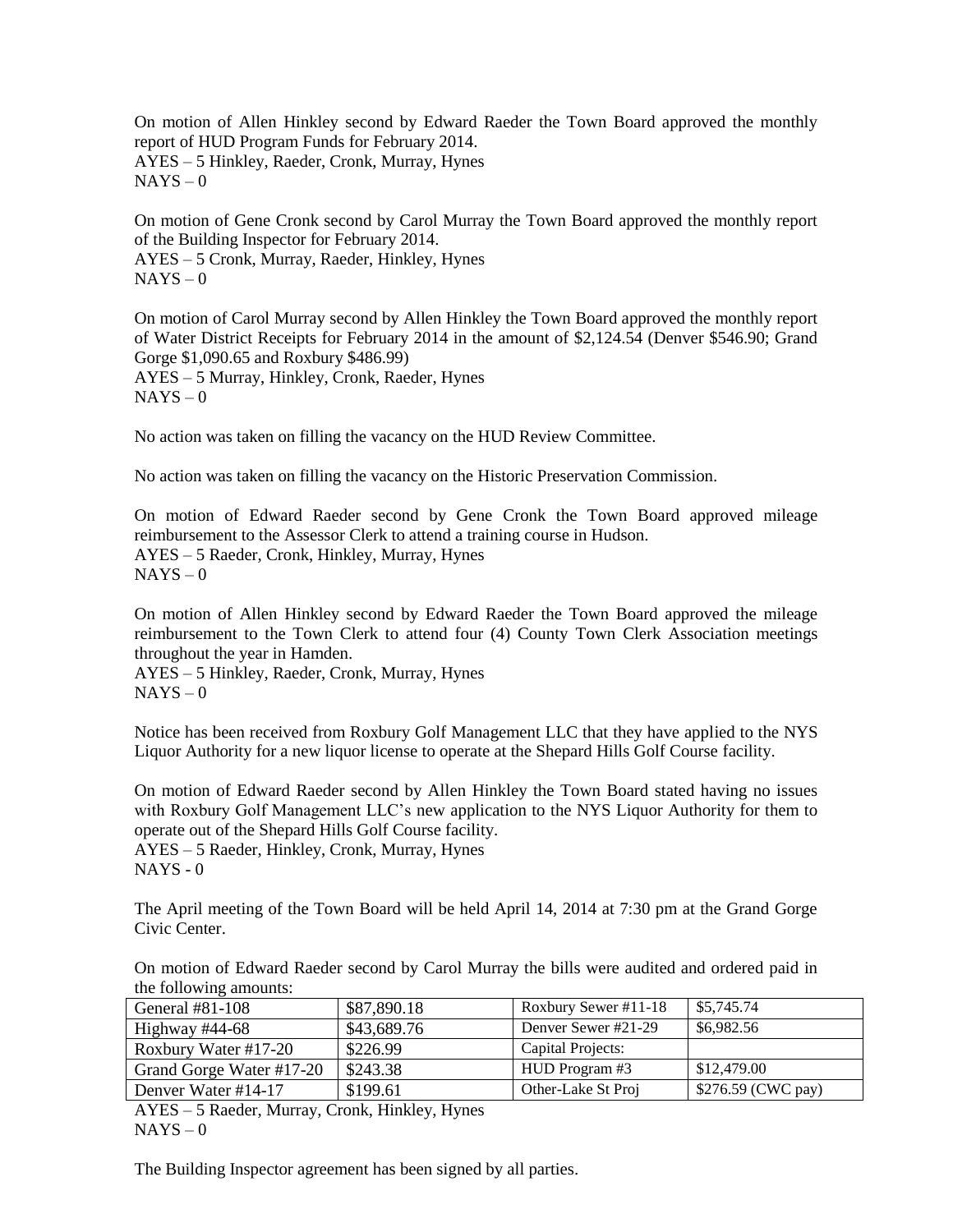On motion of Allen Hinkley second by Edward Raeder the Town Board approved the monthly report of HUD Program Funds for February 2014.
AYES – 5 Hinkley, Raeder, Cronk, Murray, Hynes
NAYS – 0

On motion of Gene Cronk second by Carol Murray the Town Board approved the monthly report of the Building Inspector for February 2014.
AYES – 5 Cronk, Murray, Raeder, Hinkley, Hynes
NAYS – 0

On motion of Carol Murray second by Allen Hinkley the Town Board approved the monthly report of Water District Receipts for February 2014 in the amount of $2,124.54 (Denver $546.90; Grand Gorge $1,090.65 and Roxbury $486.99)
AYES – 5 Murray, Hinkley, Cronk, Raeder, Hynes
NAYS – 0

No action was taken on filling the vacancy on the HUD Review Committee.

No action was taken on filling the vacancy on the Historic Preservation Commission.

On motion of Edward Raeder second by Gene Cronk the Town Board approved mileage reimbursement to the Assessor Clerk to attend a training course in Hudson.
AYES – 5 Raeder, Cronk, Hinkley, Murray, Hynes
NAYS – 0

On motion of Allen Hinkley second by Edward Raeder the Town Board approved the mileage reimbursement to the Town Clerk to attend four (4) County Town Clerk Association meetings throughout the year in Hamden.
AYES – 5 Hinkley, Raeder, Cronk, Murray, Hynes
NAYS – 0

Notice has been received from Roxbury Golf Management LLC that they have applied to the NYS Liquor Authority for a new liquor license to operate at the Shepard Hills Golf Course facility.

On motion of Edward Raeder second by Allen Hinkley the Town Board stated having no issues with Roxbury Golf Management LLC's new application to the NYS Liquor Authority for them to operate out of the Shepard Hills Golf Course facility.
AYES – 5 Raeder, Hinkley, Cronk, Murray, Hynes
NAYS - 0

The April meeting of the Town Board will be held April 14, 2014 at 7:30 pm at the Grand Gorge Civic Center.

On motion of Edward Raeder second by Carol Murray the bills were audited and ordered paid in the following amounts:

| General #81-108 | $87,890.18 | Roxbury Sewer #11-18 | $5,745.74 |
|---|---|---|---|
| Highway #44-68 | $43,689.76 | Denver Sewer #21-29 | $6,982.56 |
| Roxbury Water #17-20 | $226.99 | Capital Projects: | |
| Grand Gorge Water #17-20 | $243.38 | HUD Program #3 | $12,479.00 |
| Denver Water #14-17 | $199.61 | Other-Lake St Proj | $276.59 (CWC pay) |

AYES – 5 Raeder, Murray, Cronk, Hinkley, Hynes
NAYS – 0

The Building Inspector agreement has been signed by all parties.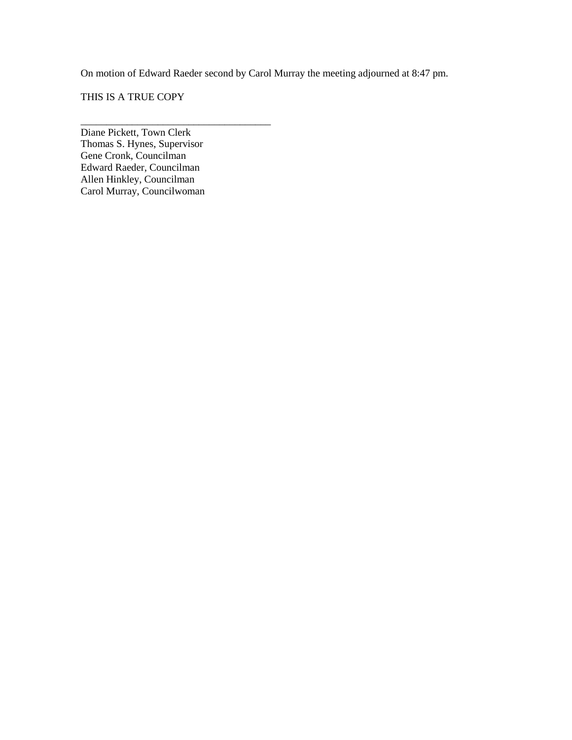On motion of Edward Raeder second by Carol Murray the meeting adjourned at 8:47 pm.

THIS IS A TRUE COPY

\_\_\_\_\_\_\_\_\_\_\_\_\_\_\_\_\_\_\_\_\_\_\_\_\_\_\_\_\_\_\_\_\_\_\_\_\_\_

Diane Pickett, Town Clerk
Thomas S. Hynes, Supervisor
Gene Cronk, Councilman
Edward Raeder, Councilman
Allen Hinkley, Councilman
Carol Murray, Councilwoman